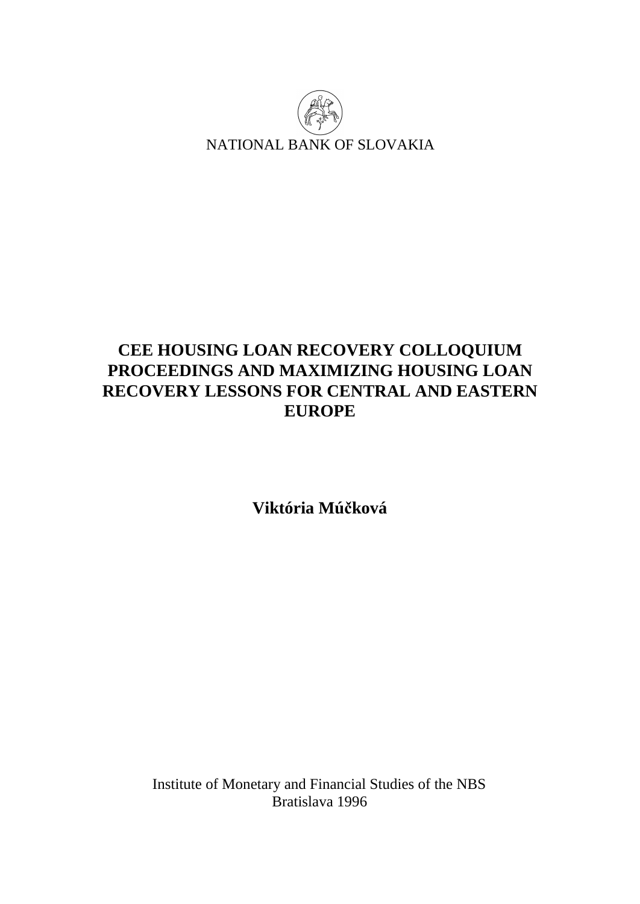NATIONAL BANK OF SLOVAKIA

# CEE HOUSING LOAN RECOVERY COLLOQUIUM PROCEEDINGS AND MAXIMIZING HOUSING LOAN RECOVERY LESSONS FOR CENTRAL AND EASTERN EUROPE

**Viktória Múčková**

Institute of Monetary and Financial Studies of the NBS
Bratislava 1996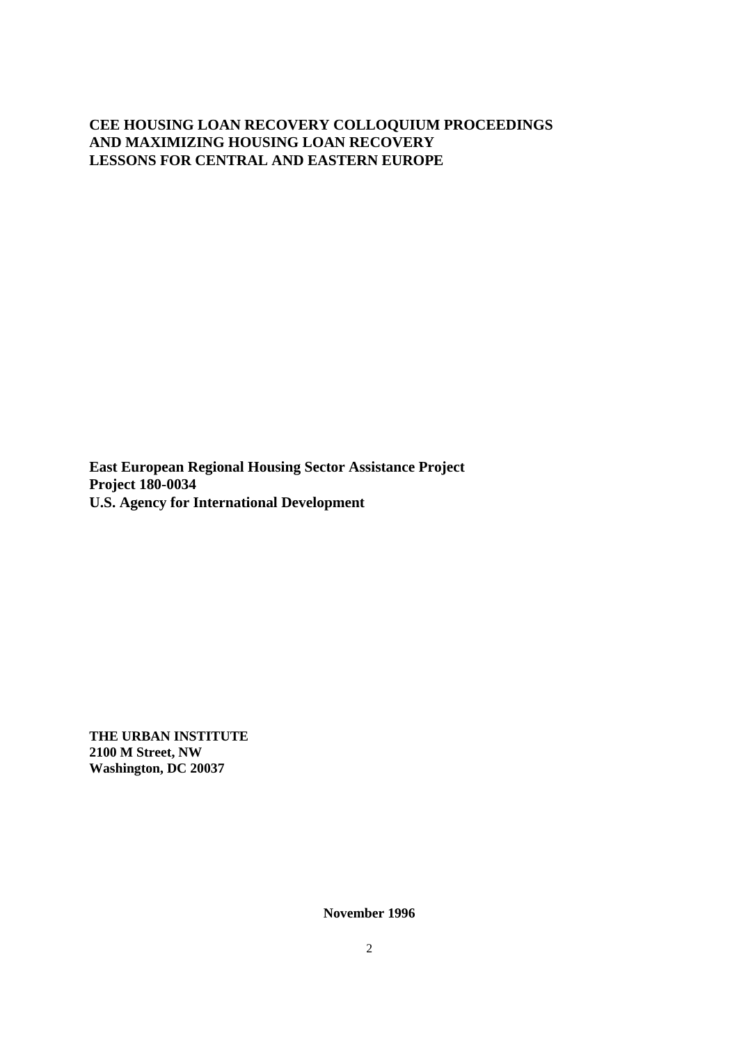**CEE HOUSING LOAN RECOVERY COLLOQUIUM PROCEEDINGS**
**AND MAXIMIZING HOUSING LOAN RECOVERY**
**LESSONS FOR CENTRAL AND EASTERN EUROPE**

**East European Regional Housing Sector Assistance Project**
**Project 180-0034**
**U.S. Agency for International Development**

**THE URBAN INSTITUTE**
**2100 M Street, NW**
**Washington, DC 20037**

**November 1996**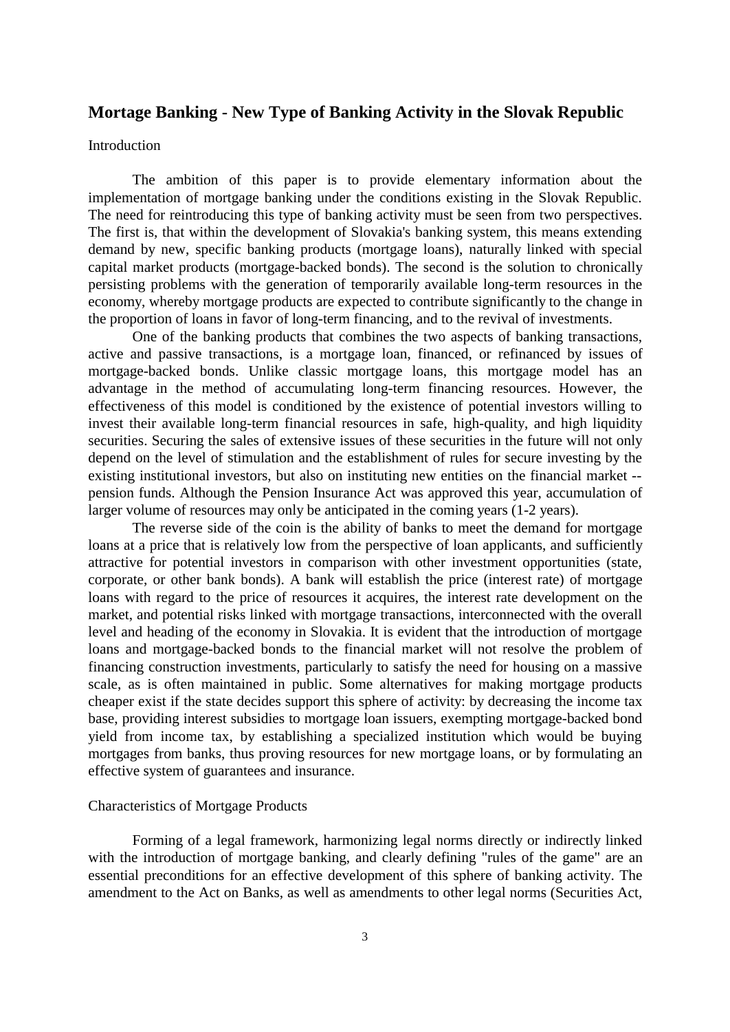## Mortage Banking - New Type of Banking Activity in the Slovak Republic

Introduction

The ambition of this paper is to provide elementary information about the implementation of mortgage banking under the conditions existing in the Slovak Republic. The need for reintroducing this type of banking activity must be seen from two perspectives. The first is, that within the development of Slovakia's banking system, this means extending demand by new, specific banking products (mortgage loans), naturally linked with special capital market products (mortgage-backed bonds). The second is the solution to chronically persisting problems with the generation of temporarily available long-term resources in the economy, whereby mortgage products are expected to contribute significantly to the change in the proportion of loans in favor of long-term financing, and to the revival of investments.

One of the banking products that combines the two aspects of banking transactions, active and passive transactions, is a mortgage loan, financed, or refinanced by issues of mortgage-backed bonds. Unlike classic mortgage loans, this mortgage model has an advantage in the method of accumulating long-term financing resources. However, the effectiveness of this model is conditioned by the existence of potential investors willing to invest their available long-term financial resources in safe, high-quality, and high liquidity securities. Securing the sales of extensive issues of these securities in the future will not only depend on the level of stimulation and the establishment of rules for secure investing by the existing institutional investors, but also on instituting new entities on the financial market -- pension funds. Although the Pension Insurance Act was approved this year, accumulation of larger volume of resources may only be anticipated in the coming years (1-2 years).

The reverse side of the coin is the ability of banks to meet the demand for mortgage loans at a price that is relatively low from the perspective of loan applicants, and sufficiently attractive for potential investors in comparison with other investment opportunities (state, corporate, or other bank bonds). A bank will establish the price (interest rate) of mortgage loans with regard to the price of resources it acquires, the interest rate development on the market, and potential risks linked with mortgage transactions, interconnected with the overall level and heading of the economy in Slovakia. It is evident that the introduction of mortgage loans and mortgage-backed bonds to the financial market will not resolve the problem of financing construction investments, particularly to satisfy the need for housing on a massive scale, as is often maintained in public. Some alternatives for making mortgage products cheaper exist if the state decides support this sphere of activity: by decreasing the income tax base, providing interest subsidies to mortgage loan issuers, exempting mortgage-backed bond yield from income tax, by establishing a specialized institution which would be buying mortgages from banks, thus proving resources for new mortgage loans, or by formulating an effective system of guarantees and insurance.

Characteristics of Mortgage Products

Forming of a legal framework, harmonizing legal norms directly or indirectly linked with the introduction of mortgage banking, and clearly defining "rules of the game" are an essential preconditions for an effective development of this sphere of banking activity. The amendment to the Act on Banks, as well as amendments to other legal norms (Securities Act,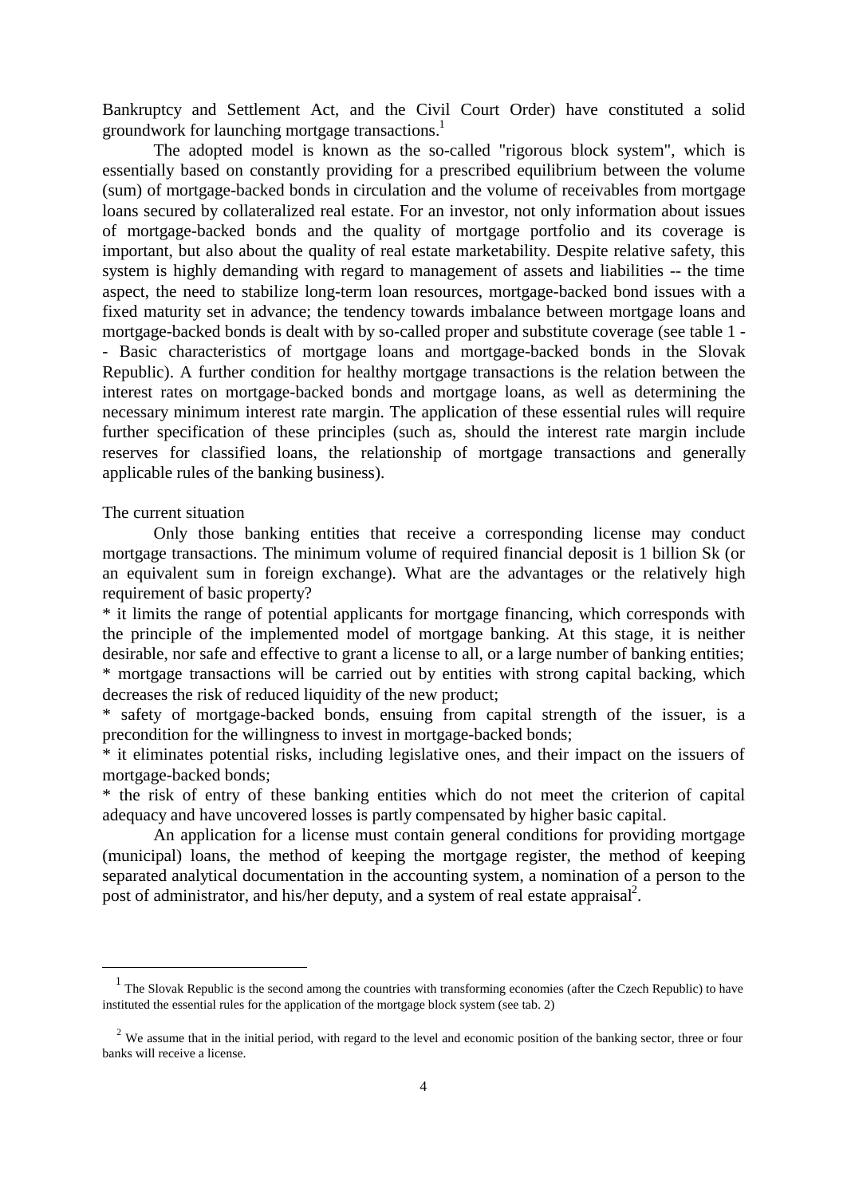Bankruptcy and Settlement Act, and the Civil Court Order) have constituted a solid groundwork for launching mortgage transactions.[1]

The adopted model is known as the so-called "rigorous block system", which is essentially based on constantly providing for a prescribed equilibrium between the volume (sum) of mortgage-backed bonds in circulation and the volume of receivables from mortgage loans secured by collateralized real estate. For an investor, not only information about issues of mortgage-backed bonds and the quality of mortgage portfolio and its coverage is important, but also about the quality of real estate marketability. Despite relative safety, this system is highly demanding with regard to management of assets and liabilities -- the time aspect, the need to stabilize long-term loan resources, mortgage-backed bond issues with a fixed maturity set in advance; the tendency towards imbalance between mortgage loans and mortgage-backed bonds is dealt with by so-called proper and substitute coverage (see table 1 -- Basic characteristics of mortgage loans and mortgage-backed bonds in the Slovak Republic). A further condition for healthy mortgage transactions is the relation between the interest rates on mortgage-backed bonds and mortgage loans, as well as determining the necessary minimum interest rate margin. The application of these essential rules will require further specification of these principles (such as, should the interest rate margin include reserves for classified loans, the relationship of mortgage transactions and generally applicable rules of the banking business).

The current situation

Only those banking entities that receive a corresponding license may conduct mortgage transactions. The minimum volume of required financial deposit is 1 billion Sk (or an equivalent sum in foreign exchange). What are the advantages or the relatively high requirement of basic property?

* it limits the range of potential applicants for mortgage financing, which corresponds with the principle of the implemented model of mortgage banking. At this stage, it is neither desirable, nor safe and effective to grant a license to all, or a large number of banking entities;
* mortgage transactions will be carried out by entities with strong capital backing, which decreases the risk of reduced liquidity of the new product;
* safety of mortgage-backed bonds, ensuing from capital strength of the issuer, is a precondition for the willingness to invest in mortgage-backed bonds;
* it eliminates potential risks, including legislative ones, and their impact on the issuers of mortgage-backed bonds;
* the risk of entry of these banking entities which do not meet the criterion of capital adequacy and have uncovered losses is partly compensated by higher basic capital.

An application for a license must contain general conditions for providing mortgage (municipal) loans, the method of keeping the mortgage register, the method of keeping separated analytical documentation in the accounting system, a nomination of a person to the post of administrator, and his/her deputy, and a system of real estate appraisal[2].

---

[1] The Slovak Republic is the second among the countries with transforming economies (after the Czech Republic) to have instituted the essential rules for the application of the mortgage block system (see tab. 2)

[2] We assume that in the initial period, with regard to the level and economic position of the banking sector, three or four banks will receive a license.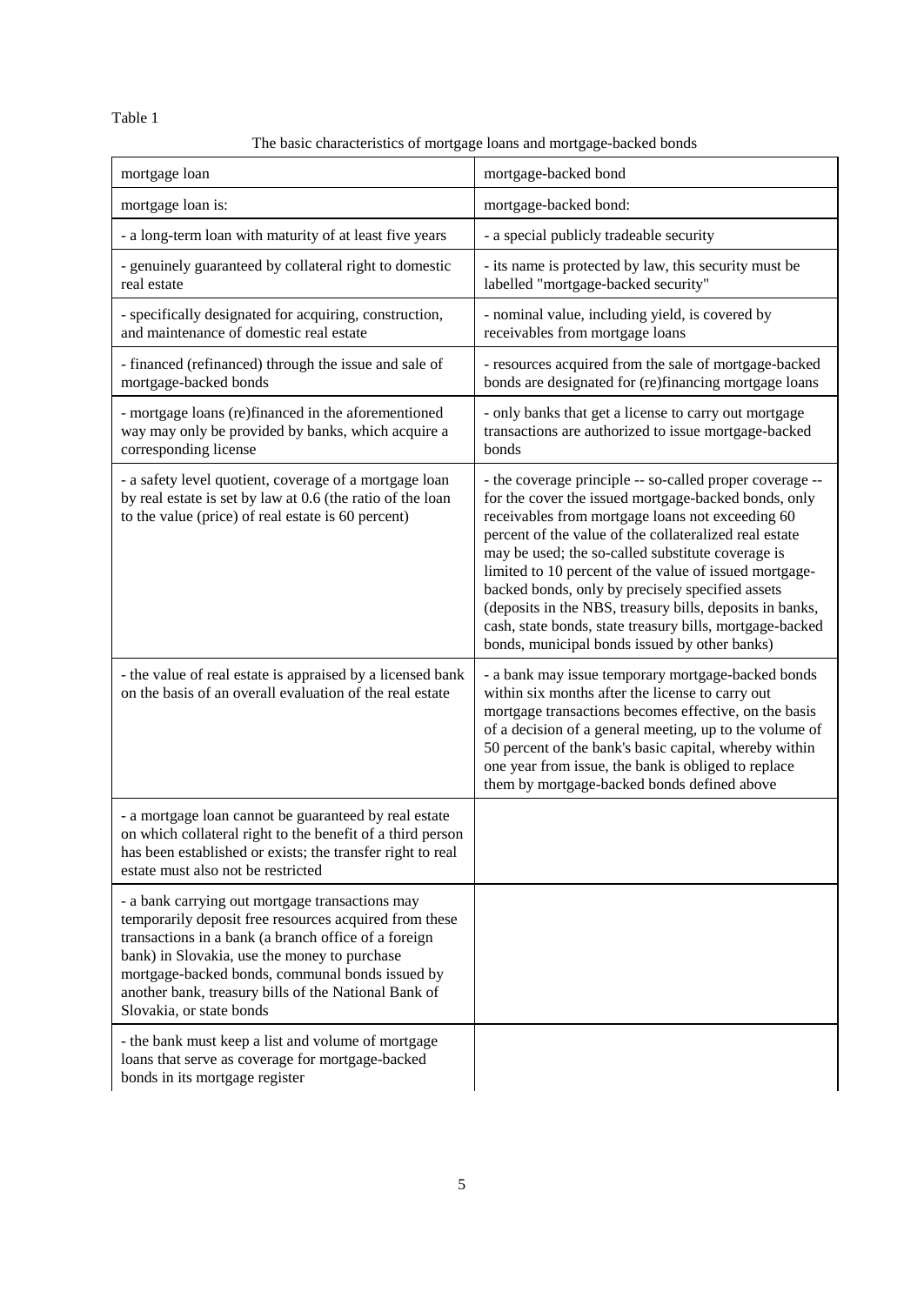Table 1

The basic characteristics of mortgage loans and mortgage-backed bonds

| mortgage loan | mortgage-backed bond |
|---|---|
| mortgage loan is: | mortgage-backed bond: |
| - a long-term loan with maturity of at least five years | - a special publicly tradeable security |
| - genuinely guaranteed by collateral right to domestic real estate | - its name is protected by law, this security must be labelled "mortgage-backed security" |
| - specifically designated for acquiring, construction, and maintenance of domestic real estate | - nominal value, including yield, is covered by receivables from mortgage loans |
| - financed (refinanced) through the issue and sale of mortgage-backed bonds | - resources acquired from the sale of mortgage-backed bonds are designated for (re)financing mortgage loans |
| - mortgage loans (re)financed in the aforementioned way may only be provided by banks, which acquire a corresponding license | - only banks that get a license to carry out mortgage transactions are authorized to issue mortgage-backed bonds |
| - a safety level quotient, coverage of a mortgage loan by real estate is set by law at 0.6 (the ratio of the loan to the value (price) of real estate is 60 percent) | - the coverage principle -- so-called proper coverage -- for the cover the issued mortgage-backed bonds, only receivables from mortgage loans not exceeding 60 percent of the value of the collateralized real estate may be used; the so-called substitute coverage is limited to 10 percent of the value of issued mortgage-backed bonds, only by precisely specified assets (deposits in the NBS, treasury bills, deposits in banks, cash, state bonds, state treasury bills, mortgage-backed bonds, municipal bonds issued by other banks) |
| - the value of real estate is appraised by a licensed bank on the basis of an overall evaluation of the real estate | - a bank may issue temporary mortgage-backed bonds within six months after the license to carry out mortgage transactions becomes effective, on the basis of a decision of a general meeting, up to the volume of 50 percent of the bank's basic capital, whereby within one year from issue, the bank is obliged to replace them by mortgage-backed bonds defined above |
| - a mortgage loan cannot be guaranteed by real estate on which collateral right to the benefit of a third person has been established or exists; the transfer right to real estate must also not be restricted | |
| - a bank carrying out mortgage transactions may temporarily deposit free resources acquired from these transactions in a bank (a branch office of a foreign bank) in Slovakia, use the money to purchase mortgage-backed bonds, communal bonds issued by another bank, treasury bills of the National Bank of Slovakia, or state bonds | |
| - the bank must keep a list and volume of mortgage loans that serve as coverage for mortgage-backed bonds in its mortgage register | |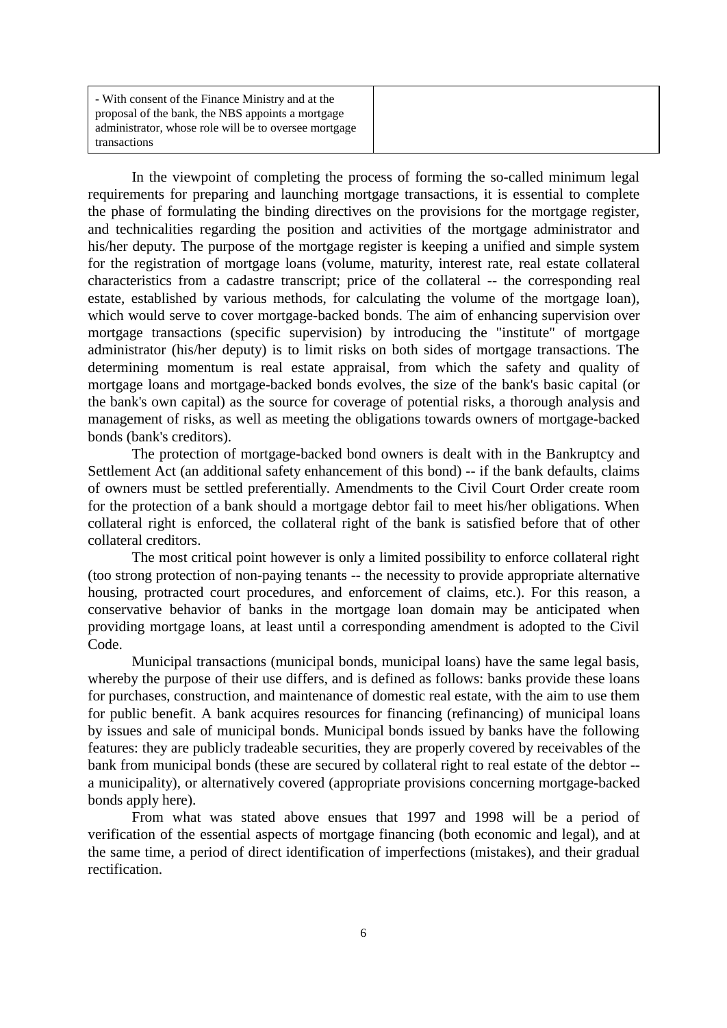| - With consent of the Finance Ministry and at the proposal of the bank, the NBS appoints a mortgage administrator, whose role will be to oversee mortgage transactions | |
|---|---|

In the viewpoint of completing the process of forming the so-called minimum legal requirements for preparing and launching mortgage transactions, it is essential to complete the phase of formulating the binding directives on the provisions for the mortgage register, and technicalities regarding the position and activities of the mortgage administrator and his/her deputy. The purpose of the mortgage register is keeping a unified and simple system for the registration of mortgage loans (volume, maturity, interest rate, real estate collateral characteristics from a cadastre transcript; price of the collateral -- the corresponding real estate, established by various methods, for calculating the volume of the mortgage loan), which would serve to cover mortgage-backed bonds. The aim of enhancing supervision over mortgage transactions (specific supervision) by introducing the "institute" of mortgage administrator (his/her deputy) is to limit risks on both sides of mortgage transactions. The determining momentum is real estate appraisal, from which the safety and quality of mortgage loans and mortgage-backed bonds evolves, the size of the bank's basic capital (or the bank's own capital) as the source for coverage of potential risks, a thorough analysis and management of risks, as well as meeting the obligations towards owners of mortgage-backed bonds (bank's creditors).

The protection of mortgage-backed bond owners is dealt with in the Bankruptcy and Settlement Act (an additional safety enhancement of this bond) -- if the bank defaults, claims of owners must be settled preferentially. Amendments to the Civil Court Order create room for the protection of a bank should a mortgage debtor fail to meet his/her obligations. When collateral right is enforced, the collateral right of the bank is satisfied before that of other collateral creditors.

The most critical point however is only a limited possibility to enforce collateral right (too strong protection of non-paying tenants -- the necessity to provide appropriate alternative housing, protracted court procedures, and enforcement of claims, etc.). For this reason, a conservative behavior of banks in the mortgage loan domain may be anticipated when providing mortgage loans, at least until a corresponding amendment is adopted to the Civil Code.

Municipal transactions (municipal bonds, municipal loans) have the same legal basis, whereby the purpose of their use differs, and is defined as follows: banks provide these loans for purchases, construction, and maintenance of domestic real estate, with the aim to use them for public benefit. A bank acquires resources for financing (refinancing) of municipal loans by issues and sale of municipal bonds. Municipal bonds issued by banks have the following features: they are publicly tradeable securities, they are properly covered by receivables of the bank from municipal bonds (these are secured by collateral right to real estate of the debtor -- a municipality), or alternatively covered (appropriate provisions concerning mortgage-backed bonds apply here).

From what was stated above ensues that 1997 and 1998 will be a period of verification of the essential aspects of mortgage financing (both economic and legal), and at the same time, a period of direct identification of imperfections (mistakes), and their gradual rectification.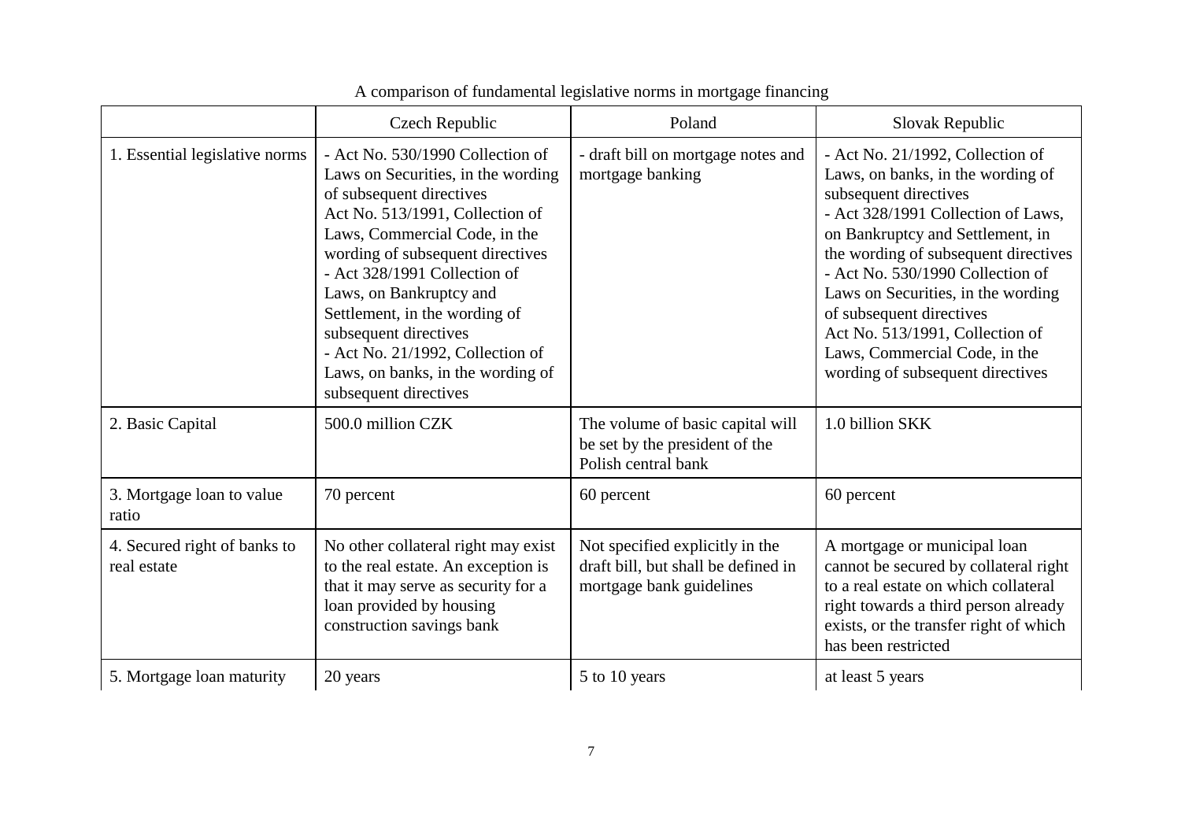A comparison of fundamental legislative norms in mortgage financing

| | Czech Republic | Poland | Slovak Republic |
|---|---|---|---|
| 1. Essential legislative norms | - Act No. 530/1990 Collection of Laws on Securities, in the wording of subsequent directives<br>Act No. 513/1991, Collection of Laws, Commercial Code, in the wording of subsequent directives<br>- Act 328/1991 Collection of Laws, on Bankruptcy and Settlement, in the wording of subsequent directives<br>- Act No. 21/1992, Collection of Laws, on banks, in the wording of subsequent directives | - draft bill on mortgage notes and mortgage banking | - Act No. 21/1992, Collection of Laws, on banks, in the wording of subsequent directives<br>- Act 328/1991 Collection of Laws, on Bankruptcy and Settlement, in the wording of subsequent directives<br>- Act No. 530/1990 Collection of Laws on Securities, in the wording of subsequent directives<br>Act No. 513/1991, Collection of Laws, Commercial Code, in the wording of subsequent directives |
| 2. Basic Capital | 500.0 million CZK | The volume of basic capital will be set by the president of the Polish central bank | 1.0 billion SKK |
| 3. Mortgage loan to value ratio | 70 percent | 60 percent | 60 percent |
| 4. Secured right of banks to real estate | No other collateral right may exist to the real estate. An exception is that it may serve as security for a loan provided by housing construction savings bank | Not specified explicitly in the draft bill, but shall be defined in mortgage bank guidelines | A mortgage or municipal loan cannot be secured by collateral right to a real estate on which collateral right towards a third person already exists, or the transfer right of which has been restricted |
| 5. Mortgage loan maturity | 20 years | 5 to 10 years | at least 5 years |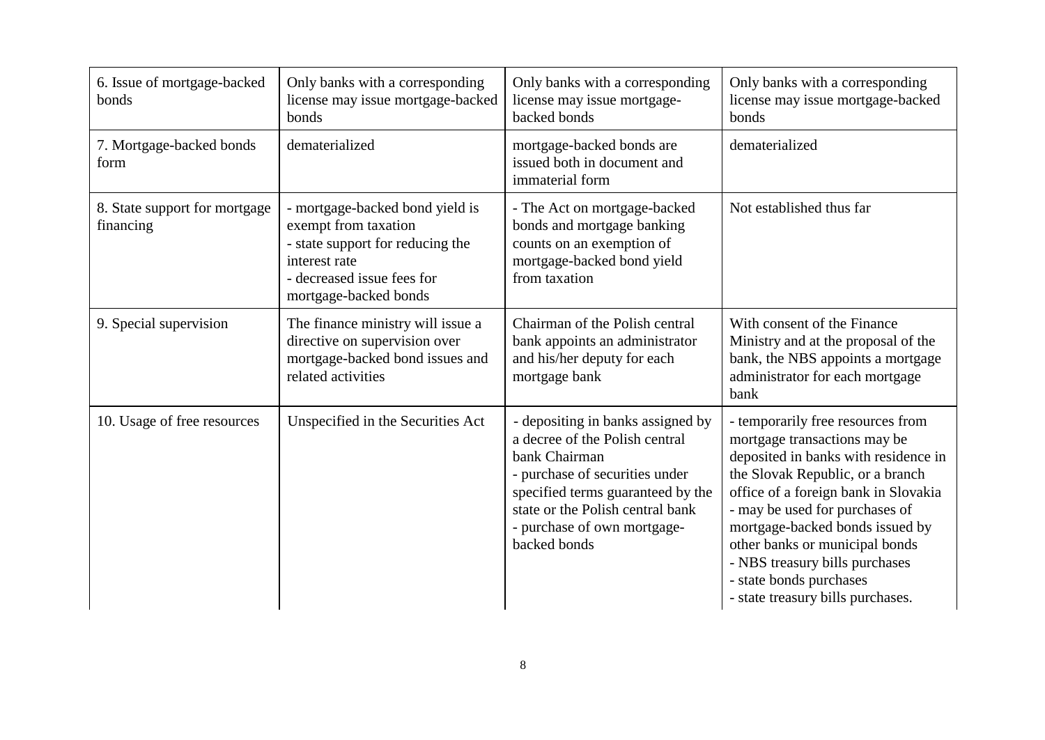| 6. Issue of mortgage-backed bonds | Only banks with a corresponding license may issue mortgage-backed bonds | Only banks with a corresponding license may issue mortgage-backed bonds | Only banks with a corresponding license may issue mortgage-backed bonds |
|---|---|---|---|
| 7. Mortgage-backed bonds form | dematerialized | mortgage-backed bonds are issued both in document and immaterial form | dematerialized |
| 8. State support for mortgage financing | - mortgage-backed bond yield is exempt from taxation<br>- state support for reducing the interest rate<br>- decreased issue fees for mortgage-backed bonds | - The Act on mortgage-backed bonds and mortgage banking counts on an exemption of mortgage-backed bond yield from taxation | Not established thus far |
| 9. Special supervision | The finance ministry will issue a directive on supervision over mortgage-backed bond issues and related activities | Chairman of the Polish central bank appoints an administrator and his/her deputy for each mortgage bank | With consent of the Finance Ministry and at the proposal of the bank, the NBS appoints a mortgage administrator for each mortgage bank |
| 10. Usage of free resources | Unspecified in the Securities Act | - depositing in banks assigned by a decree of the Polish central bank Chairman<br>- purchase of securities under specified terms guaranteed by the state or the Polish central bank<br>- purchase of own mortgage-backed bonds | - temporarily free resources from mortgage transactions may be deposited in banks with residence in the Slovak Republic, or a branch office of a foreign bank in Slovakia<br>- may be used for purchases of mortgage-backed bonds issued by other banks or municipal bonds<br>- NBS treasury bills purchases<br>- state bonds purchases<br>- state treasury bills purchases. |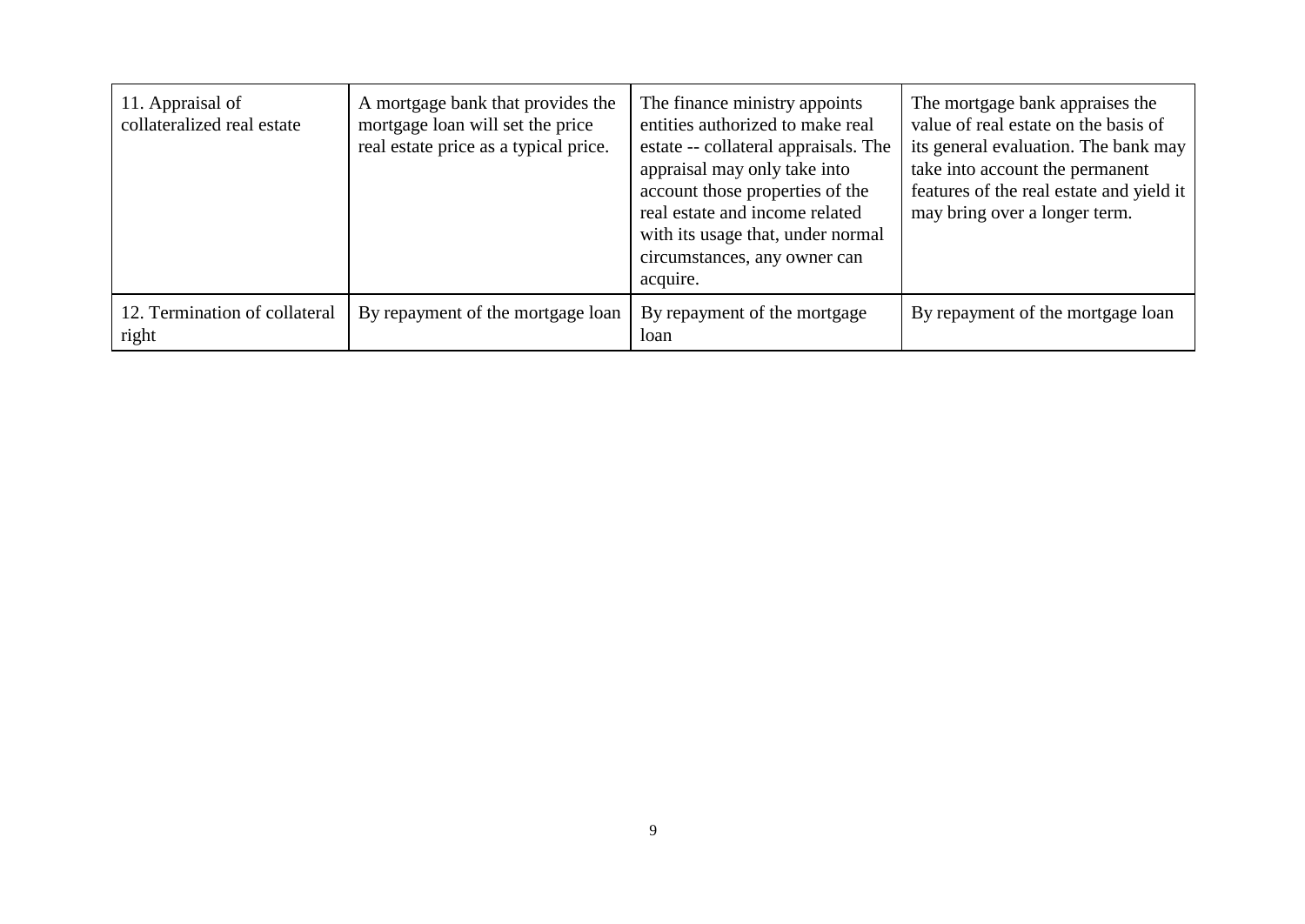| | | | |
|---|---|---|---|
| 11. Appraisal of collateralized real estate | A mortgage bank that provides the mortgage loan will set the price real estate price as a typical price. | The finance ministry appoints entities authorized to make real estate -- collateral appraisals. The appraisal may only take into account those properties of the real estate and income related with its usage that, under normal circumstances, any owner can acquire. | The mortgage bank appraises the value of real estate on the basis of its general evaluation. The bank may take into account the permanent features of the real estate and yield it may bring over a longer term. |
| 12. Termination of collateral right | By repayment of the mortgage loan | By repayment of the mortgage loan | By repayment of the mortgage loan |